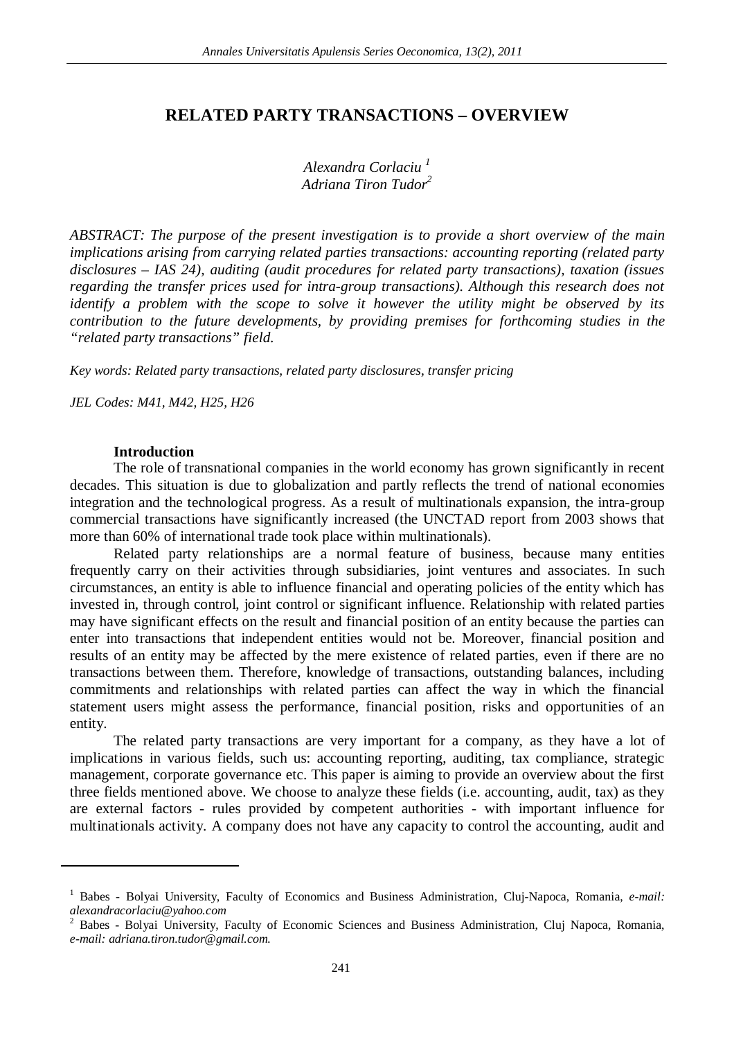# RELATED PARTY TRANSACTIONS – OVERVIEW

*Alexandra Corlaciu* [1]
*Adriana Tiron Tudor* [2]

*ABSTRACT: The purpose of the present investigation is to provide a short overview of the main implications arising from carrying related parties transactions: accounting reporting (related party disclosures – IAS 24), auditing (audit procedures for related party transactions), taxation (issues regarding the transfer prices used for intra-group transactions). Although this research does not identify a problem with the scope to solve it however the utility might be observed by its contribution to the future developments, by providing premises for forthcoming studies in the "related party transactions" field.*

*Key words: Related party transactions, related party disclosures, transfer pricing*

*JEL Codes: M41, M42, H25, H26*

## Introduction

The role of transnational companies in the world economy has grown significantly in recent decades. This situation is due to globalization and partly reflects the trend of national economies integration and the technological progress. As a result of multinationals expansion, the intra-group commercial transactions have significantly increased (the UNCTAD report from 2003 shows that more than 60% of international trade took place within multinationals).

Related party relationships are a normal feature of business, because many entities frequently carry on their activities through subsidiaries, joint ventures and associates. In such circumstances, an entity is able to influence financial and operating policies of the entity which has invested in, through control, joint control or significant influence. Relationship with related parties may have significant effects on the result and financial position of an entity because the parties can enter into transactions that independent entities would not be. Moreover, financial position and results of an entity may be affected by the mere existence of related parties, even if there are no transactions between them. Therefore, knowledge of transactions, outstanding balances, including commitments and relationships with related parties can affect the way in which the financial statement users might assess the performance, financial position, risks and opportunities of an entity.

The related party transactions are very important for a company, as they have a lot of implications in various fields, such us: accounting reporting, auditing, tax compliance, strategic management, corporate governance etc. This paper is aiming to provide an overview about the first three fields mentioned above. We choose to analyze these fields (i.e. accounting, audit, tax) as they are external factors - rules provided by competent authorities - with important influence for multinationals activity. A company does not have any capacity to control the accounting, audit and

---

[1] Babes - Bolyai University, Faculty of Economics and Business Administration, Cluj-Napoca, Romania, *e-mail: alexandracorlaciu@yahoo.com*

[2] Babes - Bolyai University, Faculty of Economic Sciences and Business Administration, Cluj Napoca, Romania, *e-mail: adriana.tiron.tudor@gmail.com.*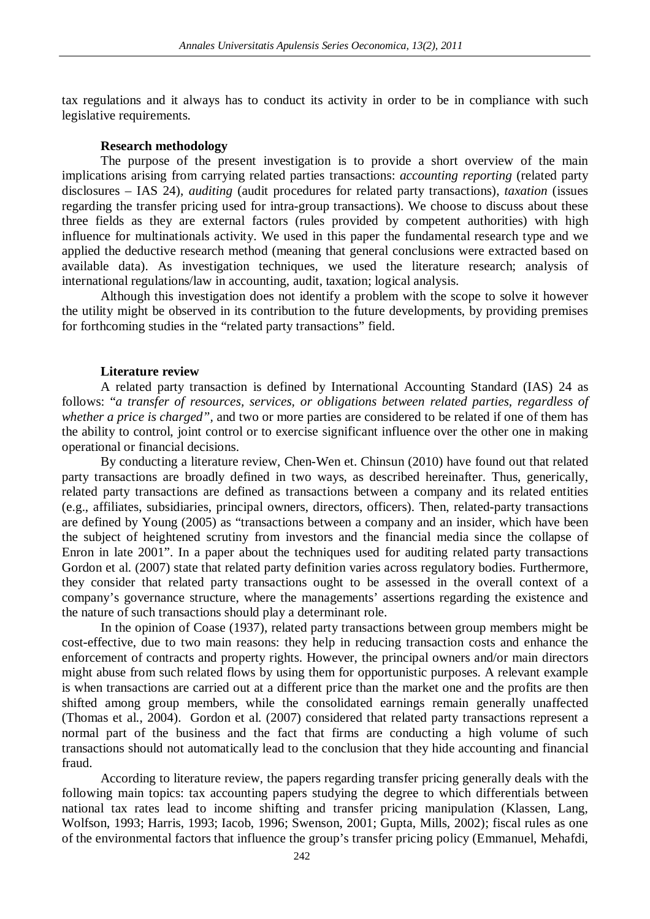tax regulations and it always has to conduct its activity in order to be in compliance with such legislative requirements.

### Research methodology

The purpose of the present investigation is to provide a short overview of the main implications arising from carrying related parties transactions: *accounting reporting* (related party disclosures – IAS 24), *auditing* (audit procedures for related party transactions), *taxation* (issues regarding the transfer pricing used for intra-group transactions). We choose to discuss about these three fields as they are external factors (rules provided by competent authorities) with high influence for multinationals activity. We used in this paper the fundamental research type and we applied the deductive research method (meaning that general conclusions were extracted based on available data). As investigation techniques, we used the literature research; analysis of international regulations/law in accounting, audit, taxation; logical analysis.

Although this investigation does not identify a problem with the scope to solve it however the utility might be observed in its contribution to the future developments, by providing premises for forthcoming studies in the "related party transactions" field.

### Literature review

A related party transaction is defined by International Accounting Standard (IAS) 24 as follows: "*a transfer of resources, services, or obligations between related parties, regardless of whether a price is charged"*, and two or more parties are considered to be related if one of them has the ability to control, joint control or to exercise significant influence over the other one in making operational or financial decisions.

By conducting a literature review, Chen-Wen et. Chinsun (2010) have found out that related party transactions are broadly defined in two ways, as described hereinafter. Thus, generically, related party transactions are defined as transactions between a company and its related entities (e.g., affiliates, subsidiaries, principal owners, directors, officers). Then, related-party transactions are defined by Young (2005) as "transactions between a company and an insider, which have been the subject of heightened scrutiny from investors and the financial media since the collapse of Enron in late 2001". In a paper about the techniques used for auditing related party transactions Gordon et al. (2007) state that related party definition varies across regulatory bodies. Furthermore, they consider that related party transactions ought to be assessed in the overall context of a company's governance structure, where the managements' assertions regarding the existence and the nature of such transactions should play a determinant role.

In the opinion of Coase (1937), related party transactions between group members might be cost-effective, due to two main reasons: they help in reducing transaction costs and enhance the enforcement of contracts and property rights. However, the principal owners and/or main directors might abuse from such related flows by using them for opportunistic purposes. A relevant example is when transactions are carried out at a different price than the market one and the profits are then shifted among group members, while the consolidated earnings remain generally unaffected (Thomas et al., 2004). Gordon et al. (2007) considered that related party transactions represent a normal part of the business and the fact that firms are conducting a high volume of such transactions should not automatically lead to the conclusion that they hide accounting and financial fraud.

According to literature review, the papers regarding transfer pricing generally deals with the following main topics: tax accounting papers studying the degree to which differentials between national tax rates lead to income shifting and transfer pricing manipulation (Klassen, Lang, Wolfson, 1993; Harris, 1993; Iacob, 1996; Swenson, 2001; Gupta, Mills, 2002); fiscal rules as one of the environmental factors that influence the group's transfer pricing policy (Emmanuel, Mehafdi,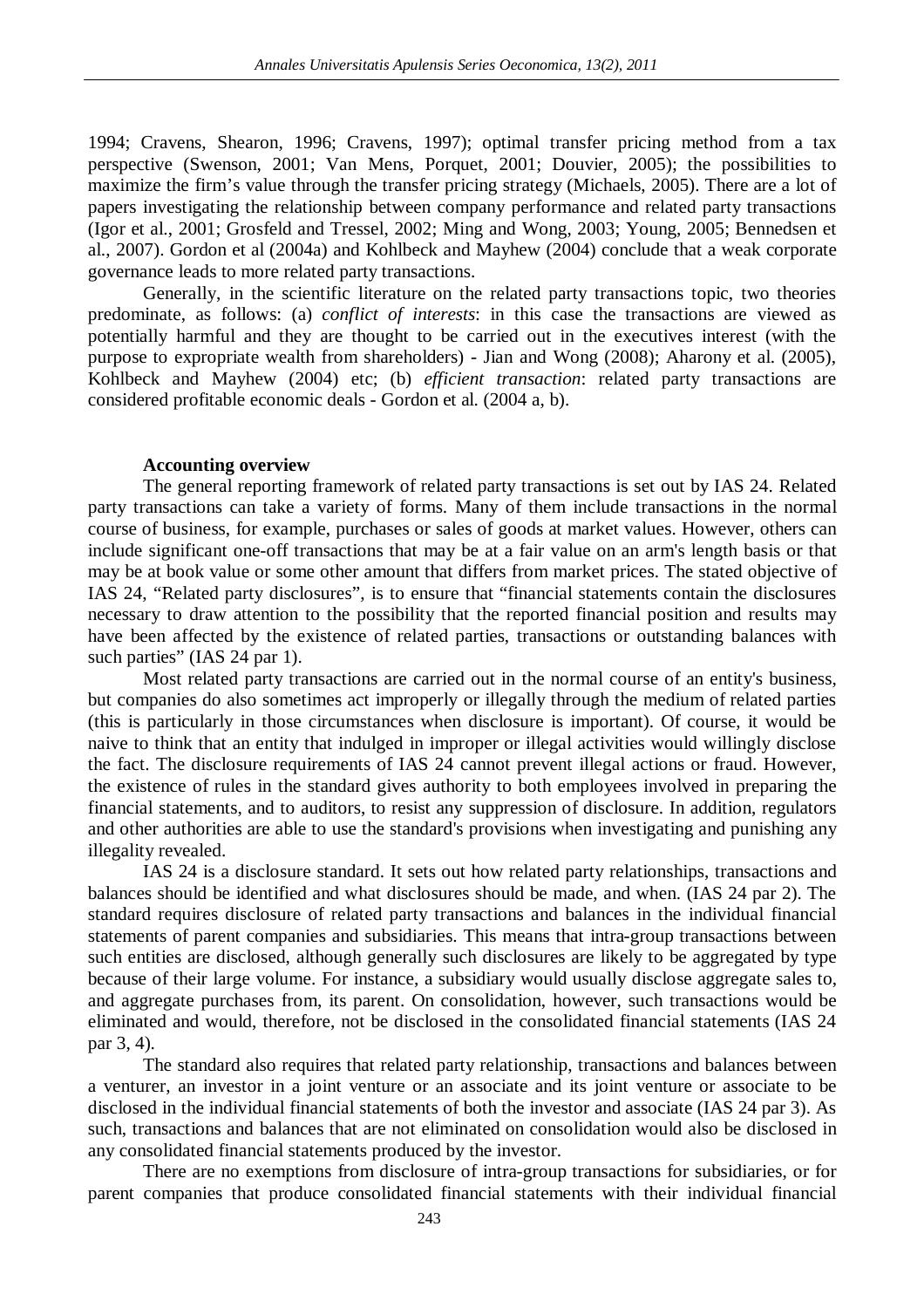1994; Cravens, Shearon, 1996; Cravens, 1997); optimal transfer pricing method from a tax perspective (Swenson, 2001; Van Mens, Porquet, 2001; Douvier, 2005); the possibilities to maximize the firm's value through the transfer pricing strategy (Michaels, 2005). There are a lot of papers investigating the relationship between company performance and related party transactions (Igor et al., 2001; Grosfeld and Tressel, 2002; Ming and Wong, 2003; Young, 2005; Bennedsen et al., 2007). Gordon et al (2004a) and Kohlbeck and Mayhew (2004) conclude that a weak corporate governance leads to more related party transactions.

Generally, in the scientific literature on the related party transactions topic, two theories predominate, as follows: (a) *conflict of interests*: in this case the transactions are viewed as potentially harmful and they are thought to be carried out in the executives interest (with the purpose to expropriate wealth from shareholders) - Jian and Wong (2008); Aharony et al. (2005), Kohlbeck and Mayhew (2004) etc; (b) *efficient transaction*: related party transactions are considered profitable economic deals - Gordon et al. (2004 a, b).

**Accounting overview**

The general reporting framework of related party transactions is set out by IAS 24. Related party transactions can take a variety of forms. Many of them include transactions in the normal course of business, for example, purchases or sales of goods at market values. However, others can include significant one-off transactions that may be at a fair value on an arm's length basis or that may be at book value or some other amount that differs from market prices. The stated objective of IAS 24, "Related party disclosures", is to ensure that "financial statements contain the disclosures necessary to draw attention to the possibility that the reported financial position and results may have been affected by the existence of related parties, transactions or outstanding balances with such parties" (IAS 24 par 1).

Most related party transactions are carried out in the normal course of an entity's business, but companies do also sometimes act improperly or illegally through the medium of related parties (this is particularly in those circumstances when disclosure is important). Of course, it would be naive to think that an entity that indulged in improper or illegal activities would willingly disclose the fact. The disclosure requirements of IAS 24 cannot prevent illegal actions or fraud. However, the existence of rules in the standard gives authority to both employees involved in preparing the financial statements, and to auditors, to resist any suppression of disclosure. In addition, regulators and other authorities are able to use the standard's provisions when investigating and punishing any illegality revealed.

IAS 24 is a disclosure standard. It sets out how related party relationships, transactions and balances should be identified and what disclosures should be made, and when. (IAS 24 par 2). The standard requires disclosure of related party transactions and balances in the individual financial statements of parent companies and subsidiaries. This means that intra-group transactions between such entities are disclosed, although generally such disclosures are likely to be aggregated by type because of their large volume. For instance, a subsidiary would usually disclose aggregate sales to, and aggregate purchases from, its parent. On consolidation, however, such transactions would be eliminated and would, therefore, not be disclosed in the consolidated financial statements (IAS 24 par 3, 4).

The standard also requires that related party relationship, transactions and balances between a venturer, an investor in a joint venture or an associate and its joint venture or associate to be disclosed in the individual financial statements of both the investor and associate (IAS 24 par 3). As such, transactions and balances that are not eliminated on consolidation would also be disclosed in any consolidated financial statements produced by the investor.

There are no exemptions from disclosure of intra-group transactions for subsidiaries, or for parent companies that produce consolidated financial statements with their individual financial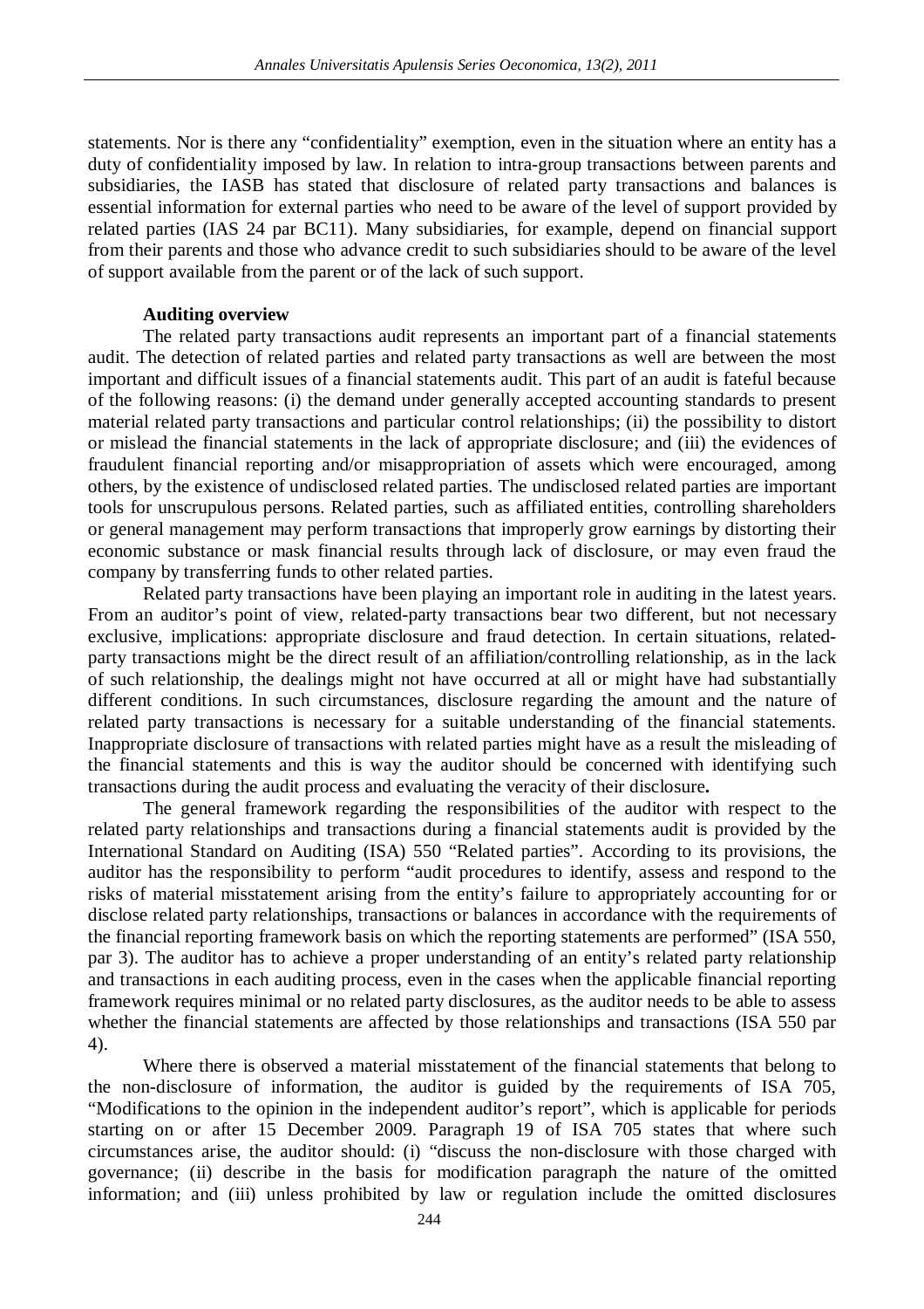statements. Nor is there any "confidentiality" exemption, even in the situation where an entity has a duty of confidentiality imposed by law. In relation to intra-group transactions between parents and subsidiaries, the IASB has stated that disclosure of related party transactions and balances is essential information for external parties who need to be aware of the level of support provided by related parties (IAS 24 par BC11). Many subsidiaries, for example, depend on financial support from their parents and those who advance credit to such subsidiaries should to be aware of the level of support available from the parent or of the lack of such support.

**Auditing overview**

The related party transactions audit represents an important part of a financial statements audit. The detection of related parties and related party transactions as well are between the most important and difficult issues of a financial statements audit. This part of an audit is fateful because of the following reasons: (i) the demand under generally accepted accounting standards to present material related party transactions and particular control relationships; (ii) the possibility to distort or mislead the financial statements in the lack of appropriate disclosure; and (iii) the evidences of fraudulent financial reporting and/or misappropriation of assets which were encouraged, among others, by the existence of undisclosed related parties. The undisclosed related parties are important tools for unscrupulous persons. Related parties, such as affiliated entities, controlling shareholders or general management may perform transactions that improperly grow earnings by distorting their economic substance or mask financial results through lack of disclosure, or may even fraud the company by transferring funds to other related parties.

Related party transactions have been playing an important role in auditing in the latest years. From an auditor's point of view, related-party transactions bear two different, but not necessary exclusive, implications: appropriate disclosure and fraud detection. In certain situations, related-party transactions might be the direct result of an affiliation/controlling relationship, as in the lack of such relationship, the dealings might not have occurred at all or might have had substantially different conditions. In such circumstances, disclosure regarding the amount and the nature of related party transactions is necessary for a suitable understanding of the financial statements. Inappropriate disclosure of transactions with related parties might have as a result the misleading of the financial statements and this is way the auditor should be concerned with identifying such transactions during the audit process and evaluating the veracity of their disclosure.

The general framework regarding the responsibilities of the auditor with respect to the related party relationships and transactions during a financial statements audit is provided by the International Standard on Auditing (ISA) 550 "Related parties". According to its provisions, the auditor has the responsibility to perform "audit procedures to identify, assess and respond to the risks of material misstatement arising from the entity's failure to appropriately accounting for or disclose related party relationships, transactions or balances in accordance with the requirements of the financial reporting framework basis on which the reporting statements are performed" (ISA 550, par 3). The auditor has to achieve a proper understanding of an entity's related party relationship and transactions in each auditing process, even in the cases when the applicable financial reporting framework requires minimal or no related party disclosures, as the auditor needs to be able to assess whether the financial statements are affected by those relationships and transactions (ISA 550 par 4).

Where there is observed a material misstatement of the financial statements that belong to the non-disclosure of information, the auditor is guided by the requirements of ISA 705, "Modifications to the opinion in the independent auditor's report", which is applicable for periods starting on or after 15 December 2009. Paragraph 19 of ISA 705 states that where such circumstances arise, the auditor should: (i) "discuss the non-disclosure with those charged with governance; (ii) describe in the basis for modification paragraph the nature of the omitted information; and (iii) unless prohibited by law or regulation include the omitted disclosures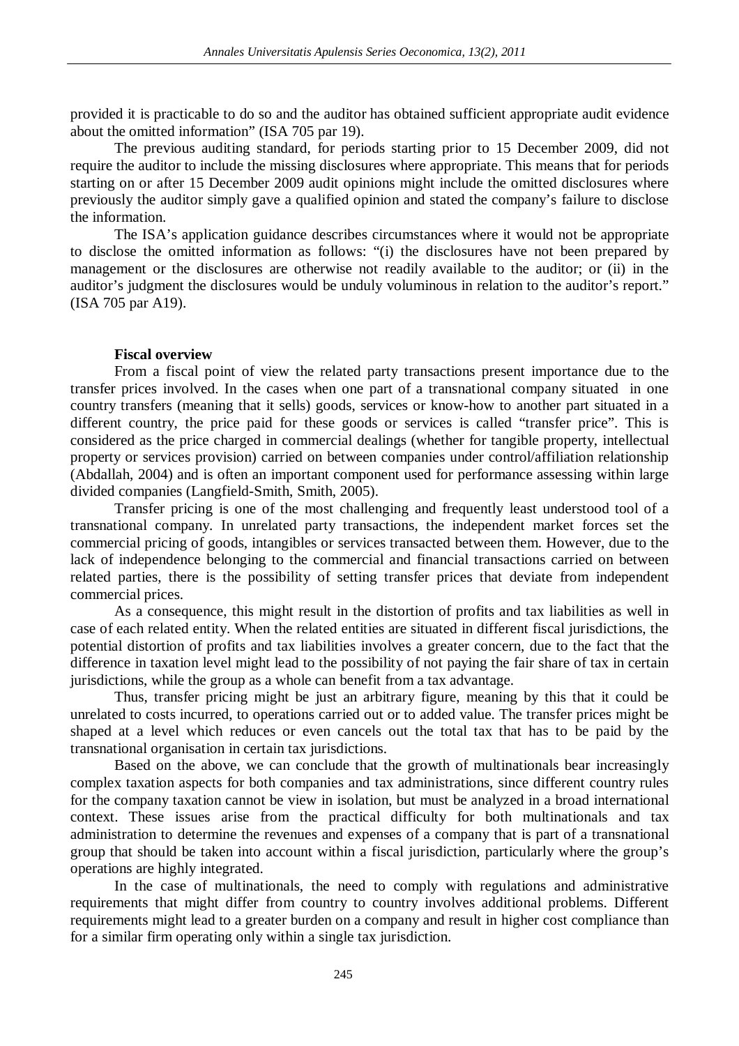provided it is practicable to do so and the auditor has obtained sufficient appropriate audit evidence about the omitted information" (ISA 705 par 19).

The previous auditing standard, for periods starting prior to 15 December 2009, did not require the auditor to include the missing disclosures where appropriate. This means that for periods starting on or after 15 December 2009 audit opinions might include the omitted disclosures where previously the auditor simply gave a qualified opinion and stated the company's failure to disclose the information.

The ISA's application guidance describes circumstances where it would not be appropriate to disclose the omitted information as follows: "(i) the disclosures have not been prepared by management or the disclosures are otherwise not readily available to the auditor; or (ii) in the auditor's judgment the disclosures would be unduly voluminous in relation to the auditor's report." (ISA 705 par A19).

**Fiscal overview**

From a fiscal point of view the related party transactions present importance due to the transfer prices involved. In the cases when one part of a transnational company situated in one country transfers (meaning that it sells) goods, services or know-how to another part situated in a different country, the price paid for these goods or services is called "transfer price". This is considered as the price charged in commercial dealings (whether for tangible property, intellectual property or services provision) carried on between companies under control/affiliation relationship (Abdallah, 2004) and is often an important component used for performance assessing within large divided companies (Langfield-Smith, Smith, 2005).

Transfer pricing is one of the most challenging and frequently least understood tool of a transnational company. In unrelated party transactions, the independent market forces set the commercial pricing of goods, intangibles or services transacted between them. However, due to the lack of independence belonging to the commercial and financial transactions carried on between related parties, there is the possibility of setting transfer prices that deviate from independent commercial prices.

As a consequence, this might result in the distortion of profits and tax liabilities as well in case of each related entity. When the related entities are situated in different fiscal jurisdictions, the potential distortion of profits and tax liabilities involves a greater concern, due to the fact that the difference in taxation level might lead to the possibility of not paying the fair share of tax in certain jurisdictions, while the group as a whole can benefit from a tax advantage.

Thus, transfer pricing might be just an arbitrary figure, meaning by this that it could be unrelated to costs incurred, to operations carried out or to added value. The transfer prices might be shaped at a level which reduces or even cancels out the total tax that has to be paid by the transnational organisation in certain tax jurisdictions.

Based on the above, we can conclude that the growth of multinationals bear increasingly complex taxation aspects for both companies and tax administrations, since different country rules for the company taxation cannot be view in isolation, but must be analyzed in a broad international context. These issues arise from the practical difficulty for both multinationals and tax administration to determine the revenues and expenses of a company that is part of a transnational group that should be taken into account within a fiscal jurisdiction, particularly where the group's operations are highly integrated.

In the case of multinationals, the need to comply with regulations and administrative requirements that might differ from country to country involves additional problems. Different requirements might lead to a greater burden on a company and result in higher cost compliance than for a similar firm operating only within a single tax jurisdiction.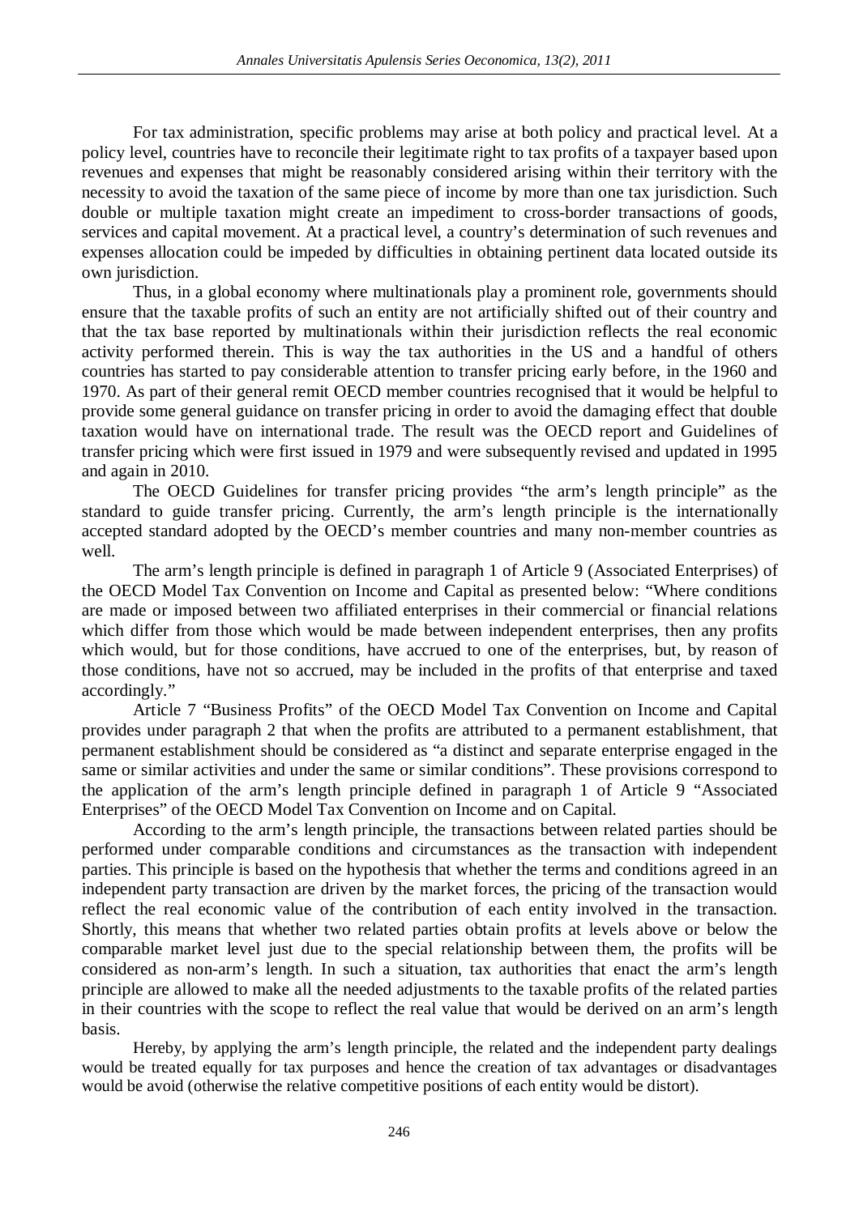For tax administration, specific problems may arise at both policy and practical level. At a policy level, countries have to reconcile their legitimate right to tax profits of a taxpayer based upon revenues and expenses that might be reasonably considered arising within their territory with the necessity to avoid the taxation of the same piece of income by more than one tax jurisdiction. Such double or multiple taxation might create an impediment to cross-border transactions of goods, services and capital movement. At a practical level, a country's determination of such revenues and expenses allocation could be impeded by difficulties in obtaining pertinent data located outside its own jurisdiction.

Thus, in a global economy where multinationals play a prominent role, governments should ensure that the taxable profits of such an entity are not artificially shifted out of their country and that the tax base reported by multinationals within their jurisdiction reflects the real economic activity performed therein. This is way the tax authorities in the US and a handful of others countries has started to pay considerable attention to transfer pricing early before, in the 1960 and 1970. As part of their general remit OECD member countries recognised that it would be helpful to provide some general guidance on transfer pricing in order to avoid the damaging effect that double taxation would have on international trade. The result was the OECD report and Guidelines of transfer pricing which were first issued in 1979 and were subsequently revised and updated in 1995 and again in 2010.

The OECD Guidelines for transfer pricing provides "the arm's length principle" as the standard to guide transfer pricing. Currently, the arm's length principle is the internationally accepted standard adopted by the OECD's member countries and many non-member countries as well.

The arm's length principle is defined in paragraph 1 of Article 9 (Associated Enterprises) of the OECD Model Tax Convention on Income and Capital as presented below: "Where conditions are made or imposed between two affiliated enterprises in their commercial or financial relations which differ from those which would be made between independent enterprises, then any profits which would, but for those conditions, have accrued to one of the enterprises, but, by reason of those conditions, have not so accrued, may be included in the profits of that enterprise and taxed accordingly."

Article 7 "Business Profits" of the OECD Model Tax Convention on Income and Capital provides under paragraph 2 that when the profits are attributed to a permanent establishment, that permanent establishment should be considered as "a distinct and separate enterprise engaged in the same or similar activities and under the same or similar conditions". These provisions correspond to the application of the arm's length principle defined in paragraph 1 of Article 9 "Associated Enterprises" of the OECD Model Tax Convention on Income and on Capital.

According to the arm's length principle, the transactions between related parties should be performed under comparable conditions and circumstances as the transaction with independent parties. This principle is based on the hypothesis that whether the terms and conditions agreed in an independent party transaction are driven by the market forces, the pricing of the transaction would reflect the real economic value of the contribution of each entity involved in the transaction. Shortly, this means that whether two related parties obtain profits at levels above or below the comparable market level just due to the special relationship between them, the profits will be considered as non-arm's length. In such a situation, tax authorities that enact the arm's length principle are allowed to make all the needed adjustments to the taxable profits of the related parties in their countries with the scope to reflect the real value that would be derived on an arm's length basis.

Hereby, by applying the arm's length principle, the related and the independent party dealings would be treated equally for tax purposes and hence the creation of tax advantages or disadvantages would be avoid (otherwise the relative competitive positions of each entity would be distort).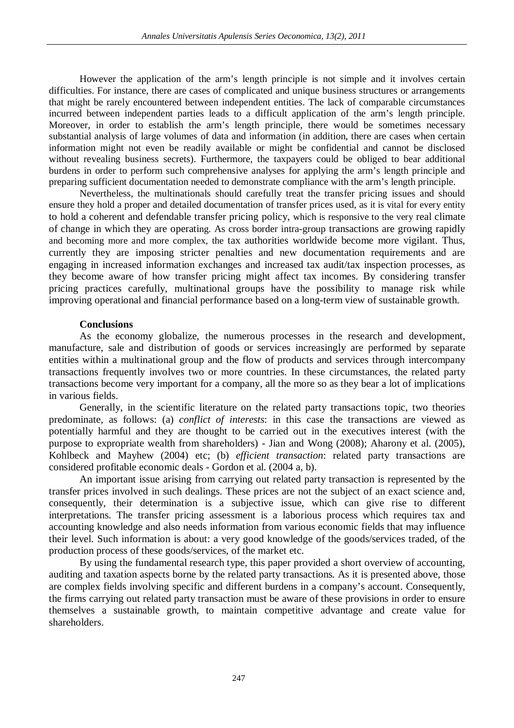However the application of the arm's length principle is not simple and it involves certain difficulties. For instance, there are cases of complicated and unique business structures or arrangements that might be rarely encountered between independent entities. The lack of comparable circumstances incurred between independent parties leads to a difficult application of the arm's length principle. Moreover, in order to establish the arm's length principle, there would be sometimes necessary substantial analysis of large volumes of data and information (in addition, there are cases when certain information might not even be readily available or might be confidential and cannot be disclosed without revealing business secrets). Furthermore, the taxpayers could be obliged to bear additional burdens in order to perform such comprehensive analyses for applying the arm's length principle and preparing sufficient documentation needed to demonstrate compliance with the arm's length principle.

Nevertheless, the multinationals should carefully treat the transfer pricing issues and should ensure they hold a proper and detailed documentation of transfer prices used, as it is vital for every entity to hold a coherent and defendable transfer pricing policy, which is responsive to the very real climate of change in which they are operating. As cross border intra-group transactions are growing rapidly and becoming more and more complex, the tax authorities worldwide become more vigilant. Thus, currently they are imposing stricter penalties and new documentation requirements and are engaging in increased information exchanges and increased tax audit/tax inspection processes, as they become aware of how transfer pricing might affect tax incomes. By considering transfer pricing practices carefully, multinational groups have the possibility to manage risk while improving operational and financial performance based on a long-term view of sustainable growth.

**Conclusions**

As the economy globalize, the numerous processes in the research and development, manufacture, sale and distribution of goods or services increasingly are performed by separate entities within a multinational group and the flow of products and services through intercompany transactions frequently involves two or more countries. In these circumstances, the related party transactions become very important for a company, all the more so as they bear a lot of implications in various fields.

Generally, in the scientific literature on the related party transactions topic, two theories predominate, as follows: (a) *conflict of interests*: in this case the transactions are viewed as potentially harmful and they are thought to be carried out in the executives interest (with the purpose to expropriate wealth from shareholders) - Jian and Wong (2008); Aharony et al. (2005), Kohlbeck and Mayhew (2004) etc; (b) *efficient transaction*: related party transactions are considered profitable economic deals - Gordon et al. (2004 a, b).

An important issue arising from carrying out related party transaction is represented by the transfer prices involved in such dealings. These prices are not the subject of an exact science and, consequently, their determination is a subjective issue, which can give rise to different interpretations. The transfer pricing assessment is a laborious process which requires tax and accounting knowledge and also needs information from various economic fields that may influence their level. Such information is about: a very good knowledge of the goods/services traded, of the production process of these goods/services, of the market etc.

By using the fundamental research type, this paper provided a short overview of accounting, auditing and taxation aspects borne by the related party transactions. As it is presented above, those are complex fields involving specific and different burdens in a company's account. Consequently, the firms carrying out related party transaction must be aware of these provisions in order to ensure themselves a sustainable growth, to maintain competitive advantage and create value for shareholders.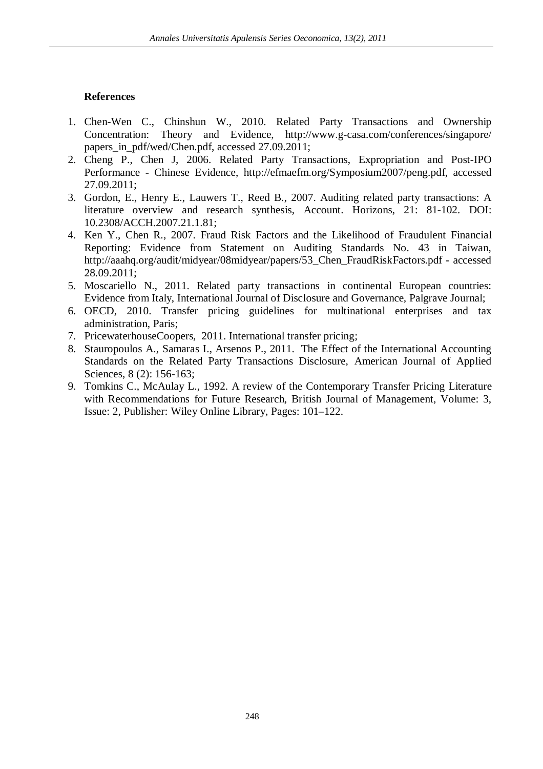**References**

1. Chen-Wen C., Chinshun W., 2010. Related Party Transactions and Ownership Concentration: Theory and Evidence, http://www.g-casa.com/conferences/singapore/papers_in_pdf/wed/Chen.pdf, accessed 27.09.2011;
2. Cheng P., Chen J, 2006. Related Party Transactions, Expropriation and Post-IPO Performance - Chinese Evidence, http://efmaefm.org/Symposium2007/peng.pdf, accessed 27.09.2011;
3. Gordon, E., Henry E., Lauwers T., Reed B., 2007. Auditing related party transactions: A literature overview and research synthesis, Account. Horizons, 21: 81-102. DOI: 10.2308/ACCH.2007.21.1.81;
4. Ken Y., Chen R., 2007. Fraud Risk Factors and the Likelihood of Fraudulent Financial Reporting: Evidence from Statement on Auditing Standards No. 43 in Taiwan, http://aaahq.org/audit/midyear/08midyear/papers/53_Chen_FraudRiskFactors.pdf - accessed 28.09.2011;
5. Moscariello N., 2011. Related party transactions in continental European countries: Evidence from Italy, International Journal of Disclosure and Governance, Palgrave Journal;
6. OECD, 2010. Transfer pricing guidelines for multinational enterprises and tax administration, Paris;
7. PricewaterhouseCoopers, 2011. International transfer pricing;
8. Stauropoulos A., Samaras I., Arsenos P., 2011. The Effect of the International Accounting Standards on the Related Party Transactions Disclosure, American Journal of Applied Sciences, 8 (2): 156-163;
9. Tomkins C., McAulay L., 1992. A review of the Contemporary Transfer Pricing Literature with Recommendations for Future Research, British Journal of Management, Volume: 3, Issue: 2, Publisher: Wiley Online Library, Pages: 101–122.